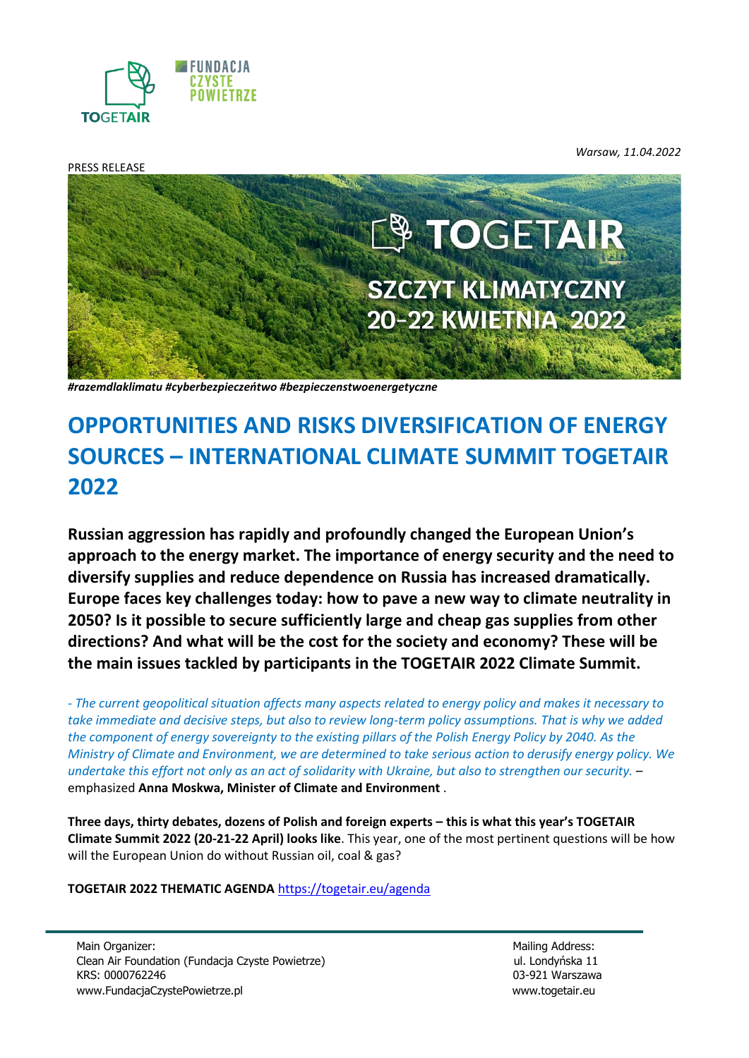Warsaw, 11.04.2022

PRESS RELEASE

*#razemdlaklimatu #cyberbezpieczeńtwo #bezpieczenstwoenergetyczne*

# OPPORTUNITIES AND RISKS DIVERSIFICATION OF ENERGY SOURCES – INTERNATIONAL CLIMATE SUMMIT TOGETAIR 2022

**Russian aggression has rapidly and profoundly changed the European Union's approach to the energy market. The importance of energy security and the need to diversify supplies and reduce dependence on Russia has increased dramatically. Europe faces key challenges today: how to pave a new way to climate neutrality in 2050? Is it possible to secure sufficiently large and cheap gas supplies from other directions? And what will be the cost for the society and economy? These will be the main issues tackled by participants in the TOGETAIR 2022 Climate Summit.**

*- The current geopolitical situation affects many aspects related to energy policy and makes it necessary to take immediate and decisive steps, but also to review long-term policy assumptions. That is why we added the component of energy sovereignty to the existing pillars of the Polish Energy Policy by 2040. As the Ministry of Climate and Environment, we are determined to take serious action to derusify energy policy. We undertake this effort not only as an act of solidarity with Ukraine, but also to strengthen our security.* – emphasized **Anna Moskwa, Minister of Climate and Environment** .

**Three days, thirty debates, dozens of Polish and foreign experts – this is what this year's TOGETAIR Climate Summit 2022 (20-21-22 April) looks like**. This year, one of the most pertinent questions will be how will the European Union do without Russian oil, coal & gas?

**TOGETAIR 2022 THEMATIC AGENDA** https://togetair.eu/agenda

Main Organizer:
Clean Air Foundation (Fundacja Czyste Powietrze)
KRS: 0000762246
www.FundacjaCzystePowietrze.pl

Mailing Address:
ul. Londyńska 11
03-921 Warszawa
www.togetair.eu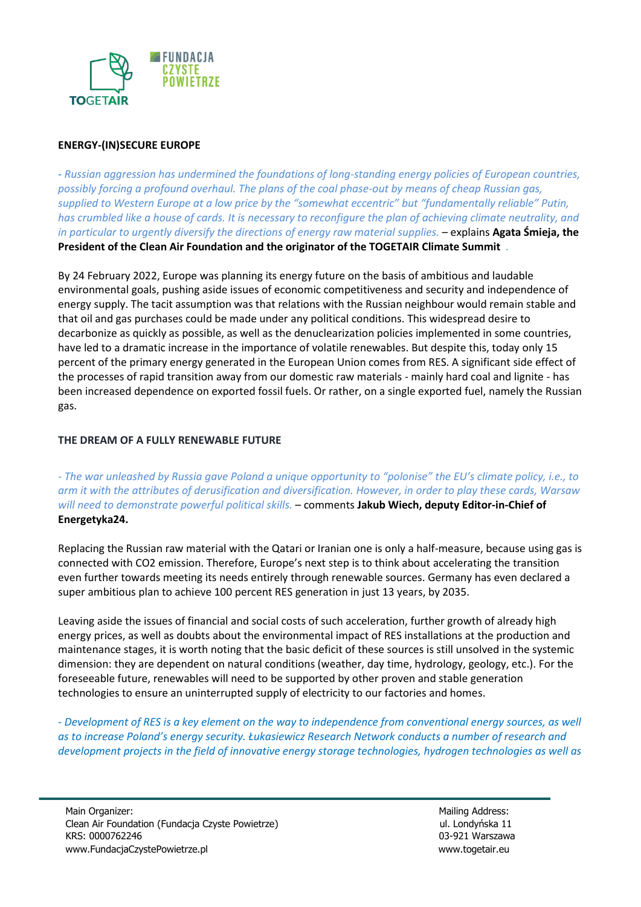**ENERGY-(IN)SECURE EUROPE**

*- Russian aggression has undermined the foundations of long-standing energy policies of European countries, possibly forcing a profound overhaul. The plans of the coal phase-out by means of cheap Russian gas, supplied to Western Europe at a low price by the "somewhat eccentric" but "fundamentally reliable" Putin, has crumbled like a house of cards. It is necessary to reconfigure the plan of achieving climate neutrality, and in particular to urgently diversify the directions of energy raw material supplies.* – explains **Agata Śmieja, the President of the Clean Air Foundation and the originator of the TOGETAIR Climate Summit** .

By 24 February 2022, Europe was planning its energy future on the basis of ambitious and laudable environmental goals, pushing aside issues of economic competitiveness and security and independence of energy supply. The tacit assumption was that relations with the Russian neighbour would remain stable and that oil and gas purchases could be made under any political conditions. This widespread desire to decarbonize as quickly as possible, as well as the denuclearization policies implemented in some countries, have led to a dramatic increase in the importance of volatile renewables. But despite this, today only 15 percent of the primary energy generated in the European Union comes from RES. A significant side effect of the processes of rapid transition away from our domestic raw materials - mainly hard coal and lignite - has been increased dependence on exported fossil fuels. Or rather, on a single exported fuel, namely the Russian gas.

**THE DREAM OF A FULLY RENEWABLE FUTURE**

*- The war unleashed by Russia gave Poland a unique opportunity to "polonise" the EU's climate policy, i.e., to arm it with the attributes of derusification and diversification. However, in order to play these cards, Warsaw will need to demonstrate powerful political skills.* – comments **Jakub Wiech, deputy Editor-in-Chief of Energetyka24.**

Replacing the Russian raw material with the Qatari or Iranian one is only a half-measure, because using gas is connected with CO2 emission. Therefore, Europe's next step is to think about accelerating the transition even further towards meeting its needs entirely through renewable sources. Germany has even declared a super ambitious plan to achieve 100 percent RES generation in just 13 years, by 2035.

Leaving aside the issues of financial and social costs of such acceleration, further growth of already high energy prices, as well as doubts about the environmental impact of RES installations at the production and maintenance stages, it is worth noting that the basic deficit of these sources is still unsolved in the systemic dimension: they are dependent on natural conditions (weather, day time, hydrology, geology, etc.). For the foreseeable future, renewables will need to be supported by other proven and stable generation technologies to ensure an uninterrupted supply of electricity to our factories and homes.

*- Development of RES is a key element on the way to independence from conventional energy sources, as well as to increase Poland's energy security. Łukasiewicz Research Network conducts a number of research and development projects in the field of innovative energy storage technologies, hydrogen technologies as well as*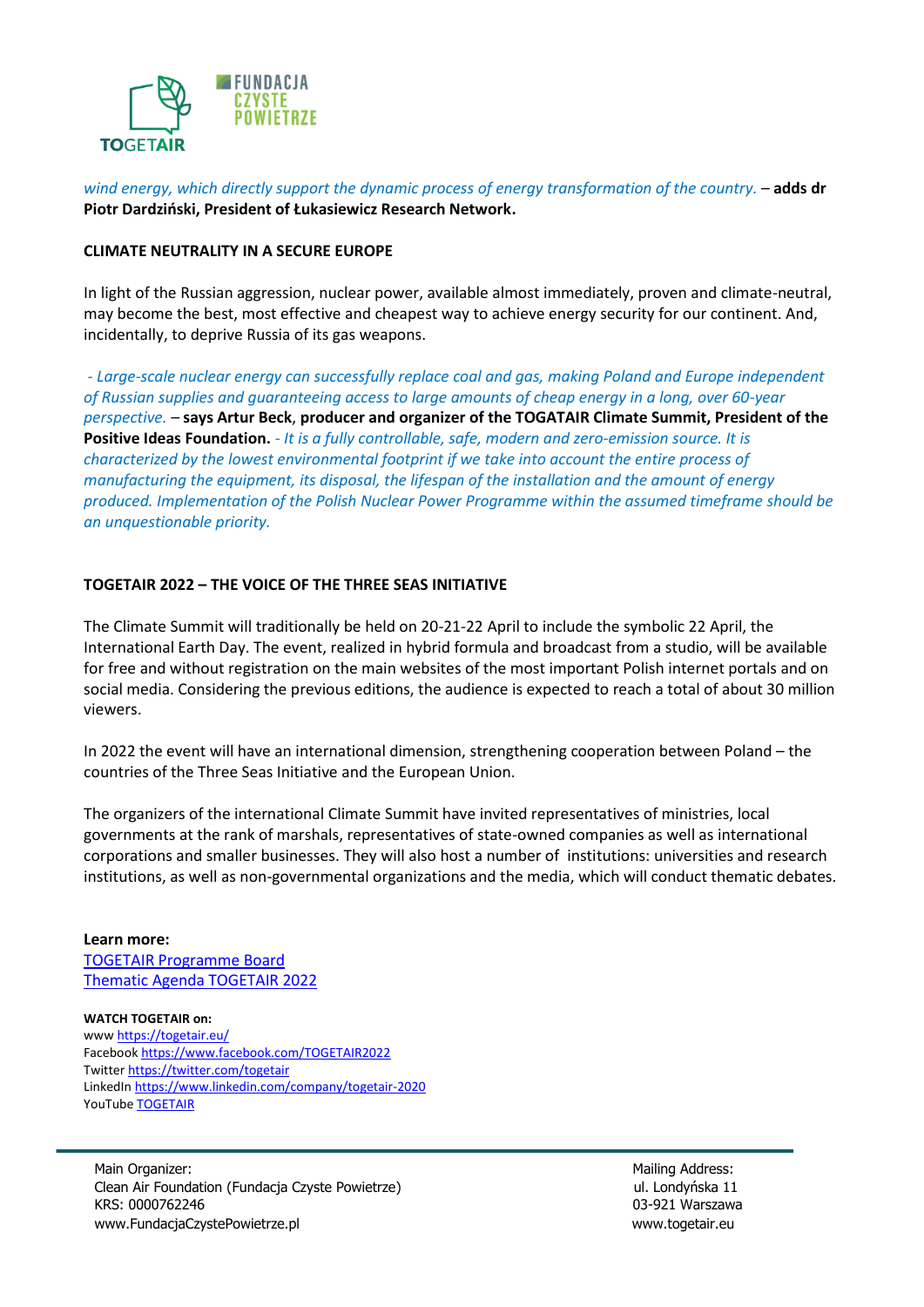*wind energy, which directly support the dynamic process of energy transformation of the country.* – **adds dr Piotr Dardziński, President of Łukasiewicz Research Network.**

**CLIMATE NEUTRALITY IN A SECURE EUROPE**

In light of the Russian aggression, nuclear power, available almost immediately, proven and climate-neutral, may become the best, most effective and cheapest way to achieve energy security for our continent. And, incidentally, to deprive Russia of its gas weapons.

*- Large-scale nuclear energy can successfully replace coal and gas, making Poland and Europe independent of Russian supplies and guaranteeing access to large amounts of cheap energy in a long, over 60-year perspective.* – **says Artur Beck, producer and organizer of the TOGATAIR Climate Summit, President of the Positive Ideas Foundation.** *- It is a fully controllable, safe, modern and zero-emission source. It is characterized by the lowest environmental footprint if we take into account the entire process of manufacturing the equipment, its disposal, the lifespan of the installation and the amount of energy produced. Implementation of the Polish Nuclear Power Programme within the assumed timeframe should be an unquestionable priority.*

**TOGETAIR 2022 – THE VOICE OF THE THREE SEAS INITIATIVE**

The Climate Summit will traditionally be held on 20-21-22 April to include the symbolic 22 April, the International Earth Day. The event, realized in hybrid formula and broadcast from a studio, will be available for free and without registration on the main websites of the most important Polish internet portals and on social media. Considering the previous editions, the audience is expected to reach a total of about 30 million viewers.

In 2022 the event will have an international dimension, strengthening cooperation between Poland – the countries of the Three Seas Initiative and the European Union.

The organizers of the international Climate Summit have invited representatives of ministries, local governments at the rank of marshals, representatives of state-owned companies as well as international corporations and smaller businesses. They will also host a number of institutions: universities and research institutions, as well as non-governmental organizations and the media, which will conduct thematic debates.

**Learn more:**
[TOGETAIR Programme Board](#)
[Thematic Agenda TOGETAIR 2022](#)

**WATCH TOGETAIR on:**
www https://togetair.eu/
Facebook https://www.facebook.com/TOGETAIR2022
Twitter https://twitter.com/togetair
LinkedIn https://www.linkedin.com/company/togetair-2020
YouTube TOGETAIR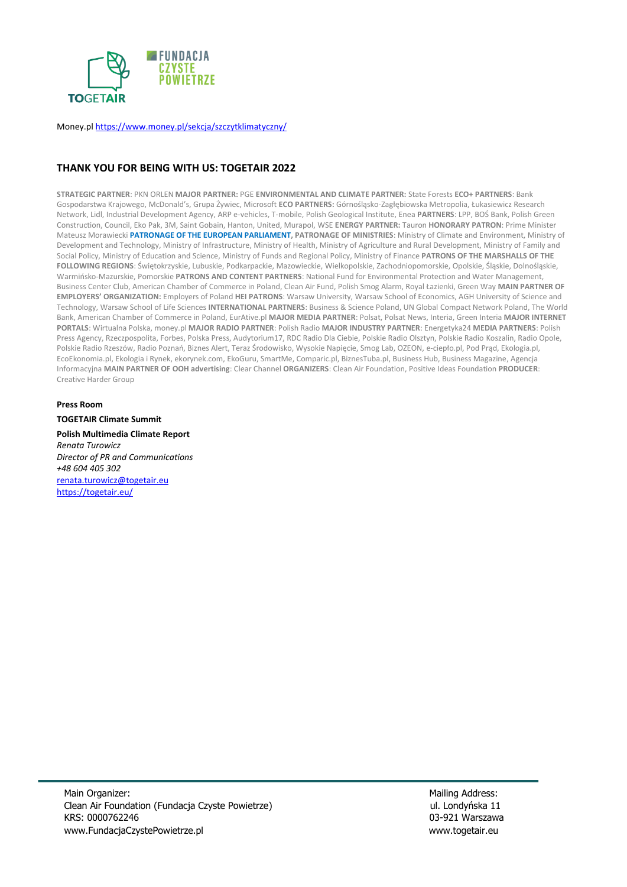Money.pl [https://www.money.pl/sekcja/szczytklimatyczny/](https://www.money.pl/sekcja/szczytklimatyczny/)

## THANK YOU FOR BEING WITH US: TOGETAIR 2022

**STRATEGIC PARTNER**: PKN ORLEN **MAJOR PARTNER:** PGE **ENVIRONMENTAL AND CLIMATE PARTNER:** State Forests **ECO+ PARTNERS**: Bank Gospodarstwa Krajowego, McDonald's, Grupa Żywiec, Microsoft **ECO PARTNERS:** Górnośląsko-Zagłębiowska Metropolia, Łukasiewicz Research Network, Lidl, Industrial Development Agency, ARP e-vehicles, T-mobile, Polish Geological Institute, Enea **PARTNERS**: LPP, BOŚ Bank, Polish Green Construction, Council, Eko Pak, 3M, Saint Gobain, Hanton, United, Murapol, WSE **ENERGY PARTNER:** Tauron **HONORARY PATRON**: Prime Minister Mateusz Morawiecki **PATRONAGE OF THE EUROPEAN PARLIAMENT, PATRONAGE OF MINISTRIES**: Ministry of Climate and Environment, Ministry of Development and Technology, Ministry of Infrastructure, Ministry of Health, Ministry of Agriculture and Rural Development, Ministry of Family and Social Policy, Ministry of Education and Science, Ministry of Funds and Regional Policy, Ministry of Finance **PATRONS OF THE MARSHALLS OF THE FOLLOWING REGIONS**: Świętokrzyskie, Lubuskie, Podkarpackie, Mazowieckie, Wielkopolskie, Zachodniopomorskie, Opolskie, Śląskie, Dolnośląskie, Warmińsko-Mazurskie, Pomorskie **PATRONS AND CONTENT PARTNERS**: National Fund for Environmental Protection and Water Management, Business Center Club, American Chamber of Commerce in Poland, Clean Air Fund, Polish Smog Alarm, Royal Łazienki, Green Way **MAIN PARTNER OF EMPLOYERS' ORGANIZATION:** Employers of Poland **HEI PATRONS**: Warsaw University, Warsaw School of Economics, AGH University of Science and Technology, Warsaw School of Life Sciences **INTERNATIONAL PARTNERS**: Business & Science Poland, UN Global Compact Network Poland, The World Bank, American Chamber of Commerce in Poland, EurAtive.pl **MAJOR MEDIA PARTNER**: Polsat, Polsat News, Interia, Green Interia **MAJOR INTERNET PORTALS**: Wirtualna Polska, money.pl **MAJOR RADIO PARTNER**: Polish Radio **MAJOR INDUSTRY PARTNER**: Energetyka24 **MEDIA PARTNERS**: Polish Press Agency, Rzeczpospolita, Forbes, Polska Press, Audytorium17, RDC Radio Dla Ciebie, Polskie Radio Olsztyn, Polskie Radio Koszalin, Radio Opole, Polskie Radio Rzeszów, Radio Poznań, Biznes Alert, Teraz Środowisko, Wysokie Napięcie, Smog Lab, OZEON, e-ciepło.pl, Pod Prąd, Ekologia.pl, EcoEkonomia.pl, Ekologia i Rynek, ekorynek.com, EkoGuru, SmartMe, Comparic.pl, BiznesTuba.pl, Business Hub, Business Magazine, Agencja Informacyjna **MAIN PARTNER OF OOH advertising**: Clear Channel **ORGANIZERS**: Clean Air Foundation, Positive Ideas Foundation **PRODUCER**: Creative Harder Group

**Press Room**

**TOGETAIR Climate Summit**

**Polish Multimedia Climate Report**
*Renata Turowicz*
*Director of PR and Communications*
*+48 604 405 302*
[renata.turowicz@togetair.eu](mailto:renata.turowicz@togetair.eu)
[https://togetair.eu/](https://togetair.eu/)

Main Organizer:
Clean Air Foundation (Fundacja Czyste Powietrze)
KRS: 0000762246
www.FundacjaCzystePowietrze.pl

Mailing Address:
ul. Londyńska 11
03-921 Warszawa
www.togetair.eu